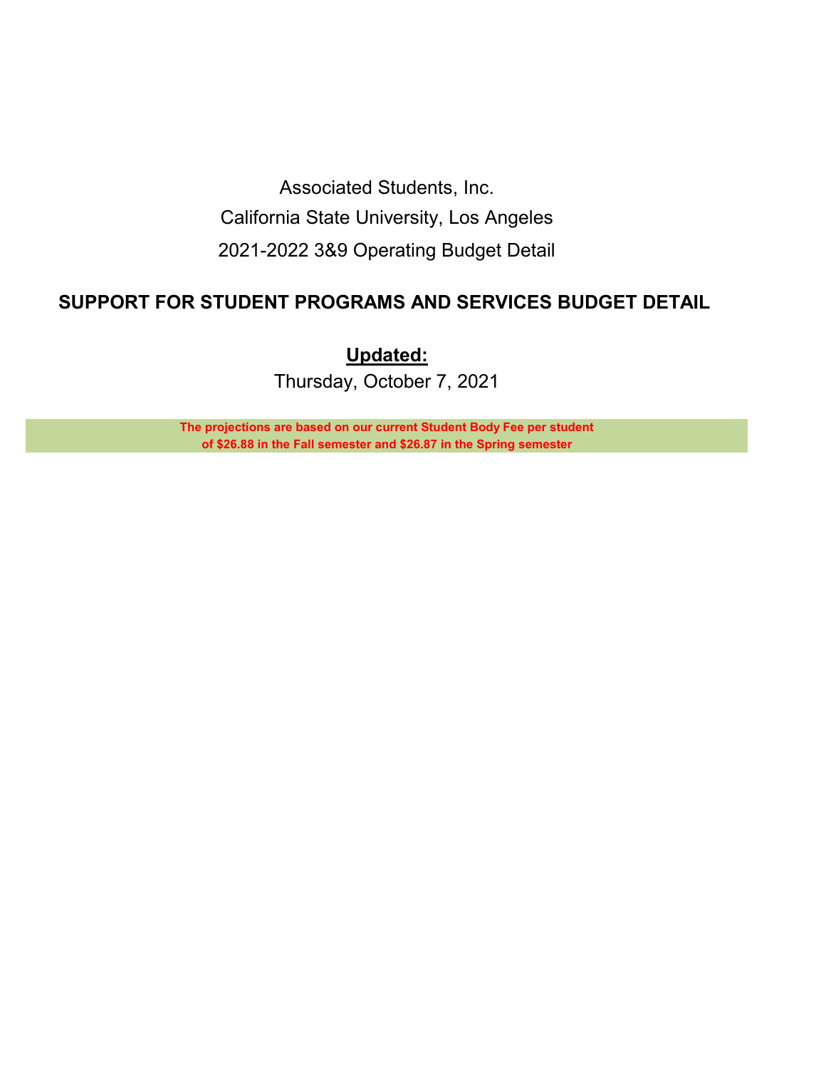Associated Students, Inc.

California State University, Los Angeles

2021-2022 3&9 Operating Budget Detail

# SUPPORT FOR STUDENT PROGRAMS AND SERVICES BUDGET DETAIL

**Updated:**

Thursday, October 7, 2021

**The projections are based on our current Student Body Fee per student of $26.88 in the Fall semester and $26.87 in the Spring semester**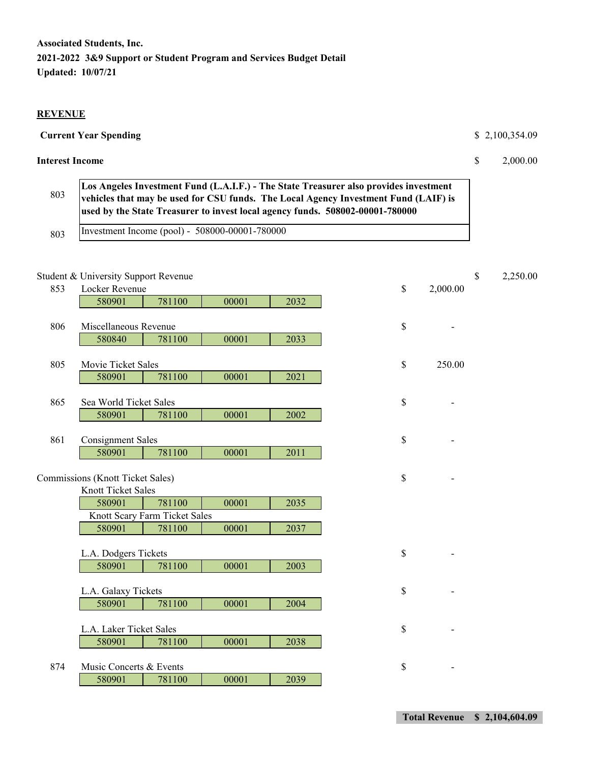**Associated Students, Inc.**
**2021-2022 3&9 Support or Student Program and Services Budget Detail**
**Updated: 10/07/21**

**REVENUE**

| | | | | | | | |
|---|---|---|---|---|---|---|---|
| **Current Year Spending** | | | | | | | $ 2,100,354.09 |
| **Interest Income** | | | | | | | $ 2,000.00 |
| 803 | **Los Angeles Investment Fund (L.A.I.F.) - The State Treasurer also provides investment vehicles that may be used for CSU funds. The Local Agency Investment Fund (LAIF) is used by the State Treasurer to invest local agency funds. 508002-00001-780000** | | | | | | |
| 803 | Investment Income (pool) - 508000-00001-780000 | | | | | | |
| Student & University Support Revenue | | | | | | | $ 2,250.00 |
| 853 | Locker Revenue | | | | | $ 2,000.00 | |
| | 580901 | 781100 | 00001 | 2032 | | | |
| 806 | Miscellaneous Revenue | | | | | $ - | |
| | 580840 | 781100 | 00001 | 2033 | | | |
| 805 | Movie Ticket Sales | | | | | $ 250.00 | |
| | 580901 | 781100 | 00001 | 2021 | | | |
| 865 | Sea World Ticket Sales | | | | | $ - | |
| | 580901 | 781100 | 00001 | 2002 | | | |
| 861 | Consignment Sales | | | | | $ - | |
| | 580901 | 781100 | 00001 | 2011 | | | |
| Commissions (Knott Ticket Sales) | | | | | | $ - | |
| | Knott Ticket Sales | | | | | | |
| | 580901 | 781100 | 00001 | 2035 | | | |
| | Knott Scary Farm Ticket Sales | | | | | | |
| | 580901 | 781100 | 00001 | 2037 | | | |
| | L.A. Dodgers Tickets | | | | | $ - | |
| | 580901 | 781100 | 00001 | 2003 | | | |
| | L.A. Galaxy Tickets | | | | | $ - | |
| | 580901 | 781100 | 00001 | 2004 | | | |
| | L.A. Laker Ticket Sales | | | | | $ - | |
| | 580901 | 781100 | 00001 | 2038 | | | |
| 874 | Music Concerts & Events | | | | | $ - | |
| | 580901 | 781100 | 00001 | 2039 | | | |

**Total Revenue $ 2,104,604.09**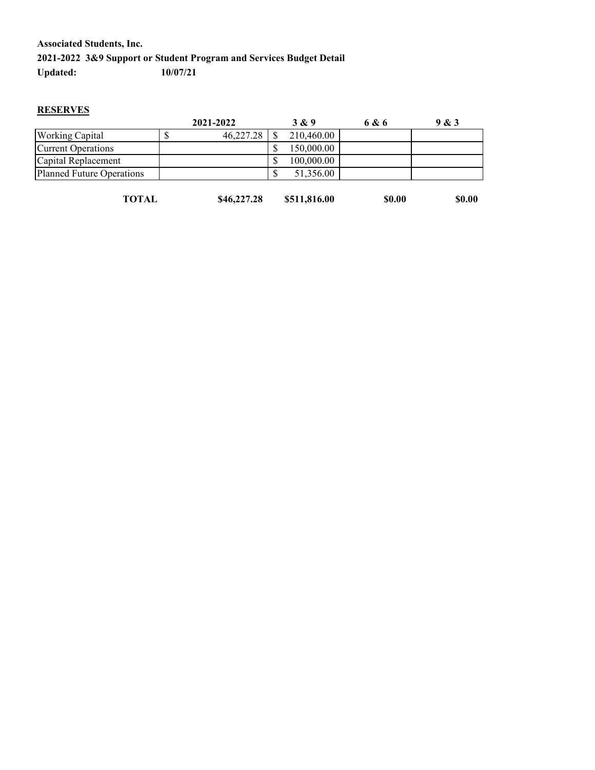**Associated Students, Inc.**
**2021-2022 3&9 Support or Student Program and Services Budget Detail**
**Updated: 10/07/21**

**RESERVES**

| | 2021-2022 | 3 & 9 | 6 & 6 | 9 & 3 |
|---|---|---|---|---|
| Working Capital | $ 46,227.28 | $ 210,460.00 | | |
| Current Operations | | $ 150,000.00 | | |
| Capital Replacement | | $ 100,000.00 | | |
| Planned Future Operations | | $ 51,356.00 | | |
| **TOTAL** | **$46,227.28** | **$511,816.00** | **$0.00** | **$0.00** |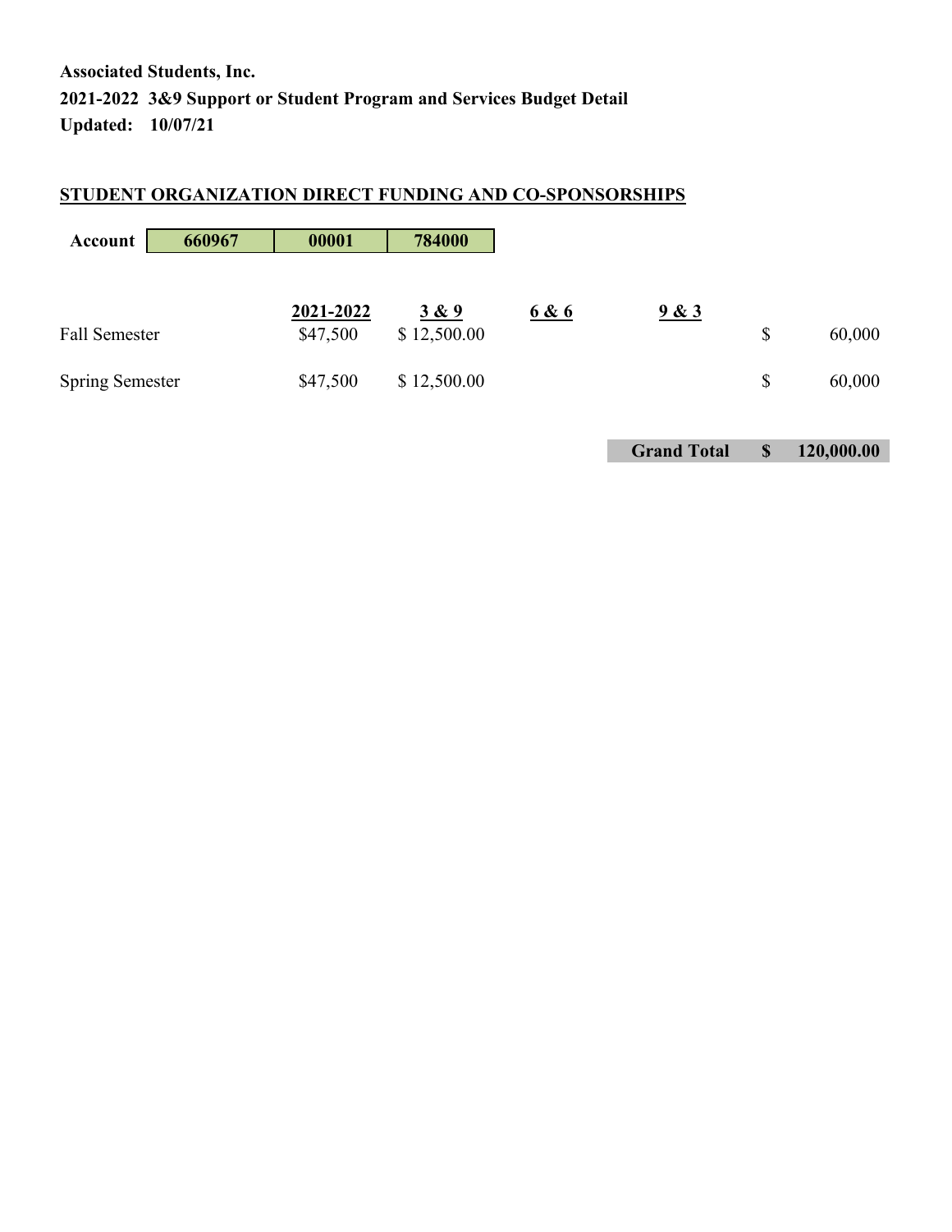**Associated Students, Inc.**
**2021-2022 3&9 Support or Student Program and Services Budget Detail**
**Updated: 10/07/21**

## STUDENT ORGANIZATION DIRECT FUNDING AND CO-SPONSORSHIPS

| Account | 660967 | 00001 | 784000 |
|---|---|---|---|

| | 2021-2022 | 3 & 9 | 6 & 6 | 9 & 3 | | |
|---|---|---|---|---|---|---|
| Fall Semester | $47,500 | $ 12,500.00 | | | $ | 60,000 |
| Spring Semester | $47,500 | $ 12,500.00 | | | $ | 60,000 |
| | | | | **Grand Total** | **$** | **120,000.00** |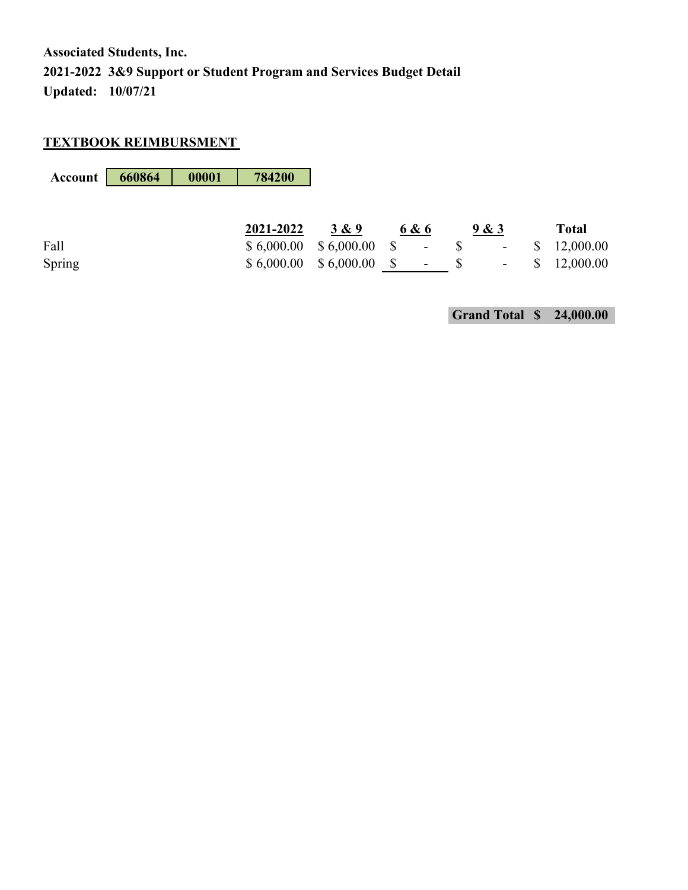**Associated Students, Inc.**
**2021-2022 3&9 Support or Student Program and Services Budget Detail**
**Updated: 10/07/21**

## TEXTBOOK REIMBURSMENT

| Account | 660864 | 00001 | 784200 |
|---|---|---|---|

| | 2021-2022 | 3 & 9 | 6 & 6 | 9 & 3 | Total |
|---|---|---|---|---|---|
| Fall | $ 6,000.00 | $ 6,000.00 | $ - | $ - | $ 12,000.00 |
| Spring | $ 6,000.00 | $ 6,000.00 | $ - | $ - | $ 12,000.00 |

**Grand Total $ 24,000.00**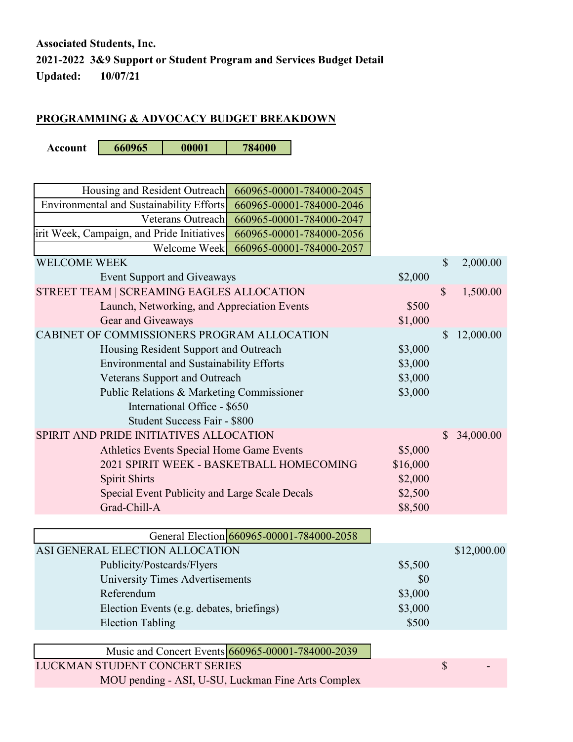**Associated Students, Inc.**

**2021-2022 3&9 Support or Student Program and Services Budget Detail**

**Updated: 10/07/21**

## PROGRAMMING & ADVOCACY BUDGET BREAKDOWN

| Account | 660965 | 00001 | 784000 |
|---|---|---|---|

| | |
|---|---|
| Housing and Resident Outreach | 660965-00001-784000-2045 |
| Environmental and Sustainability Efforts | 660965-00001-784000-2046 |
| Veterans Outreach | 660965-00001-784000-2047 |
| irit Week, Campaign, and Pride Initiatives | 660965-00001-784000-2056 |
| Welcome Week | 660965-00001-784000-2057 |

| | | |
|---|---|---|
| WELCOME WEEK | | $ 2,000.00 |
| Event Support and Giveaways | $2,000 | |
| STREET TEAM \| SCREAMING EAGLES ALLOCATION | | $ 1,500.00 |
| Launch, Networking, and Appreciation Events | $500 | |
| Gear and Giveaways | $1,000 | |
| CABINET OF COMMISSIONERS PROGRAM ALLOCATION | | $ 12,000.00 |
| Housing Resident Support and Outreach | $3,000 | |
| Environmental and Sustainability Efforts | $3,000 | |
| Veterans Support and Outreach | $3,000 | |
| Public Relations & Marketing Commissioner | $3,000 | |
| International Office - $650 | | |
| Student Success Fair - $800 | | |
| SPIRIT AND PRIDE INITIATIVES ALLOCATION | | $ 34,000.00 |
| Athletics Events Special Home Game Events | $5,000 | |
| 2021 SPIRIT WEEK - BASKETBALL HOMECOMING | $16,000 | |
| Spirit Shirts | $2,000 | |
| Special Event Publicity and Large Scale Decals | $2,500 | |
| Grad-Chill-A | $8,500 | |

| | |
|---|---|
| General Election | 660965-00001-784000-2058 |

| | | |
|---|---|---|
| ASI GENERAL ELECTION ALLOCATION | | $12,000.00 |
| Publicity/Postcards/Flyers | $5,500 | |
| University Times Advertisements | $0 | |
| Referendum | $3,000 | |
| Election Events (e.g. debates, briefings) | $3,000 | |
| Election Tabling | $500 | |

| | |
|---|---|
| Music and Concert Events | 660965-00001-784000-2039 |

| | | |
|---|---|---|
| LUCKMAN STUDENT CONCERT SERIES | | $ - |
| MOU pending - ASI, U-SU, Luckman Fine Arts Complex | | |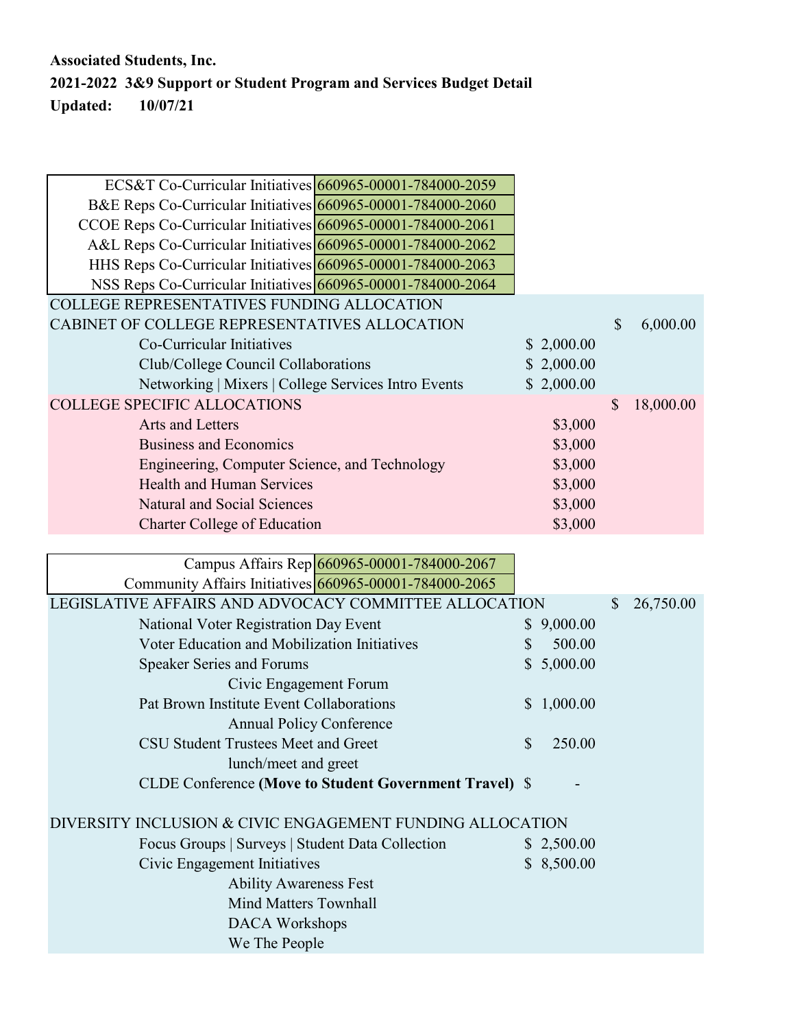**Associated Students, Inc.**

**2021-2022 3&9 Support or Student Program and Services Budget Detail**

**Updated: 10/07/21**

| | |
|---|---|
| ECS&T Co-Curricular Initiatives | 660965-00001-784000-2059 |
| B&E Reps Co-Curricular Initiatives | 660965-00001-784000-2060 |
| CCOE Reps Co-Curricular Initiatives | 660965-00001-784000-2061 |
| A&L Reps Co-Curricular Initiatives | 660965-00001-784000-2062 |
| HHS Reps Co-Curricular Initiatives | 660965-00001-784000-2063 |
| NSS Reps Co-Curricular Initiatives | 660965-00001-784000-2064 |

| | | |
|---|---|---|
| COLLEGE REPRESENTATIVES FUNDING ALLOCATION | | |
| CABINET OF COLLEGE REPRESENTATIVES ALLOCATION | | $ 6,000.00 |
| Co-Curricular Initiatives | $ 2,000.00 | |
| Club/College Council Collaborations | $ 2,000.00 | |
| Networking \| Mixers \| College Services Intro Events | $ 2,000.00 | |
| COLLEGE SPECIFIC ALLOCATIONS | | $ 18,000.00 |
| Arts and Letters | $3,000 | |
| Business and Economics | $3,000 | |
| Engineering, Computer Science, and Technology | $3,000 | |
| Health and Human Services | $3,000 | |
| Natural and Social Sciences | $3,000 | |
| Charter College of Education | $3,000 | |

| | |
|---|---|
| Campus Affairs Rep | 660965-00001-784000-2067 |
| Community Affairs Initiatives | 660965-00001-784000-2065 |

| | | |
|---|---|---|
| LEGISLATIVE AFFAIRS AND ADVOCACY COMMITTEE ALLOCATION | | $ 26,750.00 |
| National Voter Registration Day Event | $ 9,000.00 | |
| Voter Education and Mobilization Initiatives | $ 500.00 | |
| Speaker Series and Forums | $ 5,000.00 | |
| Civic Engagement Forum | | |
| Pat Brown Institute Event Collaborations | $ 1,000.00 | |
| Annual Policy Conference | | |
| CSU Student Trustees Meet and Greet | $ 250.00 | |
| lunch/meet and greet | | |
| CLDE Conference **(Move to Student Government Travel)** | $ - | |
| | | |
| DIVERSITY INCLUSION & CIVIC ENGAGEMENT FUNDING ALLOCATION | | |
| Focus Groups \| Surveys \| Student Data Collection | $ 2,500.00 | |
| Civic Engagement Initiatives | $ 8,500.00 | |
| Ability Awareness Fest | | |
| Mind Matters Townhall | | |
| DACA Workshops | | |
| We The People | | |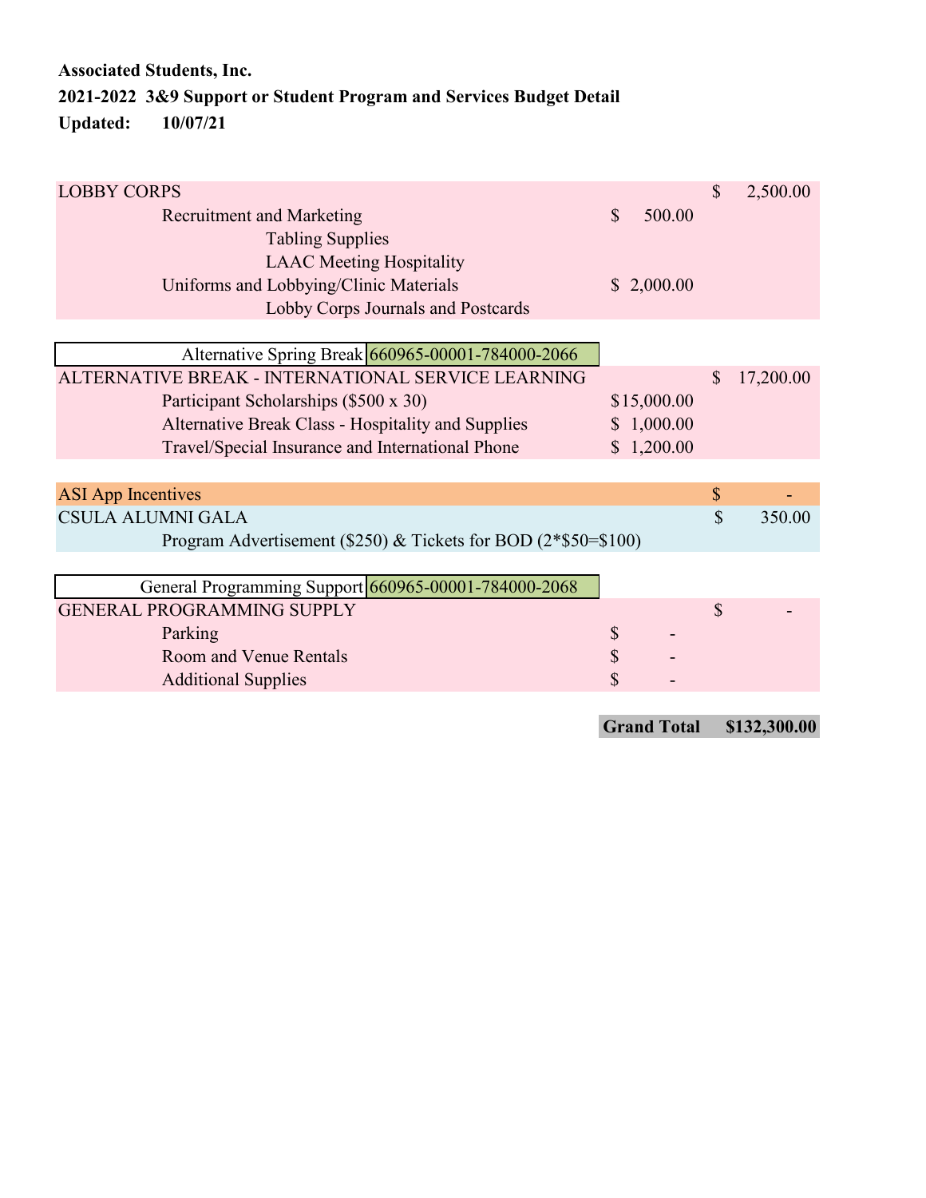**Associated Students, Inc.**

**2021-2022 3&9 Support or Student Program and Services Budget Detail**

**Updated: 10/07/21**

| Item | Detail | Total |
|---|---|---|
| LOBBY CORPS | | $ 2,500.00 |
| Recruitment and Marketing | $ 500.00 | |
| Tabling Supplies | | |
| LAAC Meeting Hospitality | | |
| Uniforms and Lobbying/Clinic Materials | $ 2,000.00 | |
| Lobby Corps Journals and Postcards | | |

| Alternative Spring Break 660965-00001-784000-2066 | | |
|---|---|---|
| ALTERNATIVE BREAK - INTERNATIONAL SERVICE LEARNING | | $ 17,200.00 |
| Participant Scholarships ($500 x 30) | $15,000.00 | |
| Alternative Break Class - Hospitality and Supplies | $ 1,000.00 | |
| Travel/Special Insurance and International Phone | $ 1,200.00 | |

| Item | | Total |
|---|---|---|
| ASI App Incentives | | $ - |
| CSULA ALUMNI GALA | | $ 350.00 |
| Program Advertisement ($250) & Tickets for BOD (2*$50=$100) | | |

| General Programming Support 660965-00001-784000-2068 | | |
|---|---|---|
| GENERAL PROGRAMMING SUPPLY | | $ - |
| Parking | $ - | |
| Room and Venue Rentals | $ - | |
| Additional Supplies | $ - | |

**Grand Total $132,300.00**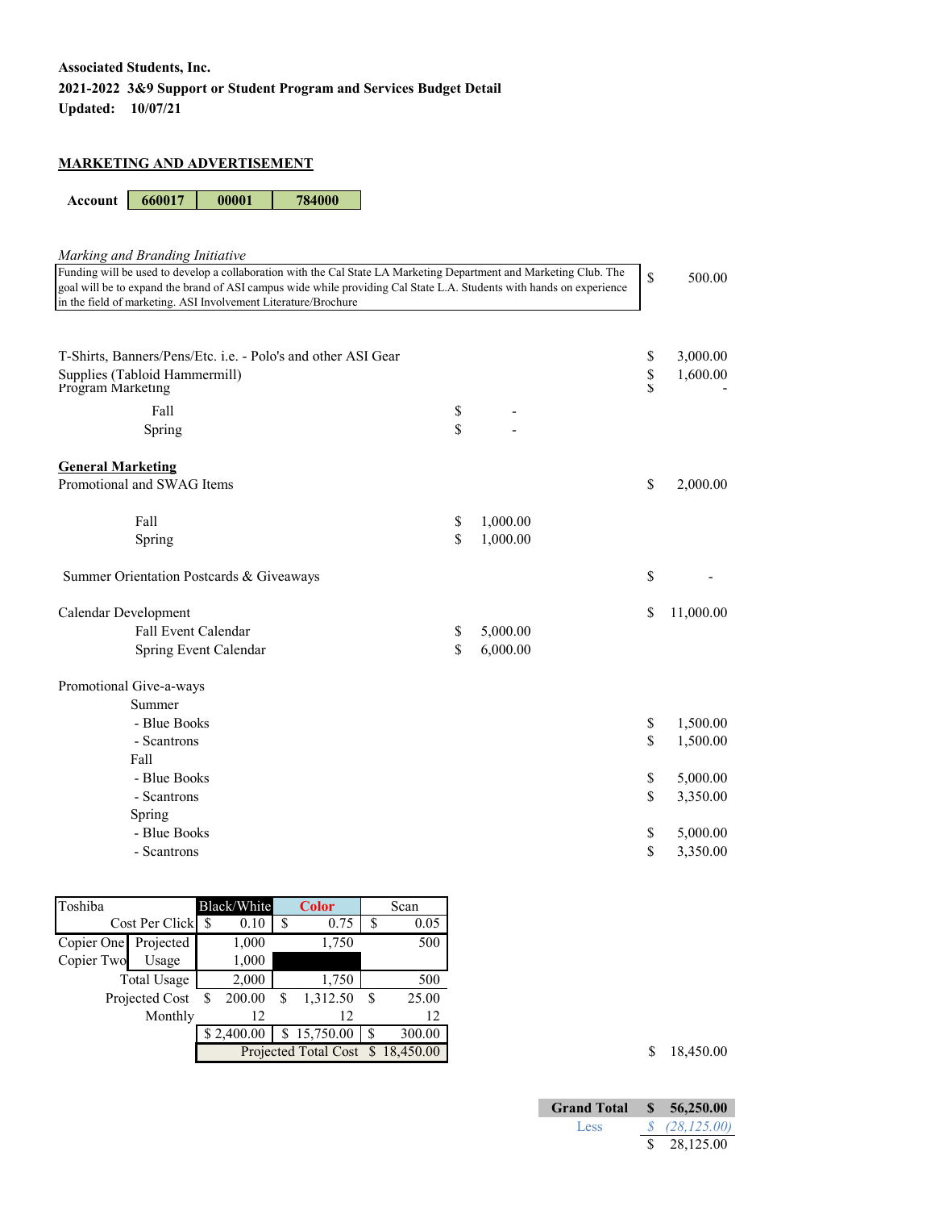**Associated Students, Inc.**
**2021-2022 3&9 Support or Student Program and Services Budget Detail**
**Updated: 10/07/21**

## MARKETING AND ADVERTISEMENT

| Account | 660017 | 00001 | 784000 |
|---|---|---|---|

*Marking and Branding Initiative*

| Description | | Amount |
|---|---|---|
| Funding will be used to develop a collaboration with the Cal State LA Marketing Department and Marketing Club. The goal will be to expand the brand of ASI campus wide while providing Cal State L.A. Students with hands on experience in the field of marketing. ASI Involvement Literature/Brochure | | $ 500.00 |
| T-Shirts, Banners/Pens/Etc. i.e. - Polo's and other ASI Gear | | $ 3,000.00 |
| Supplies (Tabloid Hammermill) | | $ 1,600.00 |
| Program Marketing | | $ - |
| Fall | $ - | |
| Spring | $ - | |
| **General Marketing** | | |
| Promotional and SWAG Items | | $ 2,000.00 |
| Fall | $ 1,000.00 | |
| Spring | $ 1,000.00 | |
| Summer Orientation Postcards & Giveaways | | $ - |
| Calendar Development | | $ 11,000.00 |
| Fall Event Calendar | $ 5,000.00 | |
| Spring Event Calendar | $ 6,000.00 | |
| Promotional Give-a-ways | | |
| Summer | | |
| - Blue Books | | $ 1,500.00 |
| - Scantrons | | $ 1,500.00 |
| Fall | | |
| - Blue Books | | $ 5,000.00 |
| - Scantrons | | $ 3,350.00 |
| Spring | | |
| - Blue Books | | $ 5,000.00 |
| - Scantrons | | $ 3,350.00 |

| Toshiba | | Black/White | Color | Scan |
|---|---|---|---|---|
| | Cost Per Click | $ 0.10 | $ 0.75 | $ 0.05 |
| Copier One | Projected | 1,000 | 1,750 | 500 |
| Copier Two | Usage | 1,000 | | |
| | Total Usage | 2,000 | 1,750 | 500 |
| | Projected Cost | $ 200.00 | $ 1,312.50 | $ 25.00 |
| | Monthly | 12 | 12 | 12 |
| | | $ 2,400.00 | $ 15,750.00 | $ 300.00 |
| | | Projected Total Cost | | $ 18,450.00 |

Projected Total: $ 18,450.00

| | |
|---|---|
| **Grand Total** | **$ 56,250.00** |
| Less | *$ (28,125.00)* |
| | $ 28,125.00 |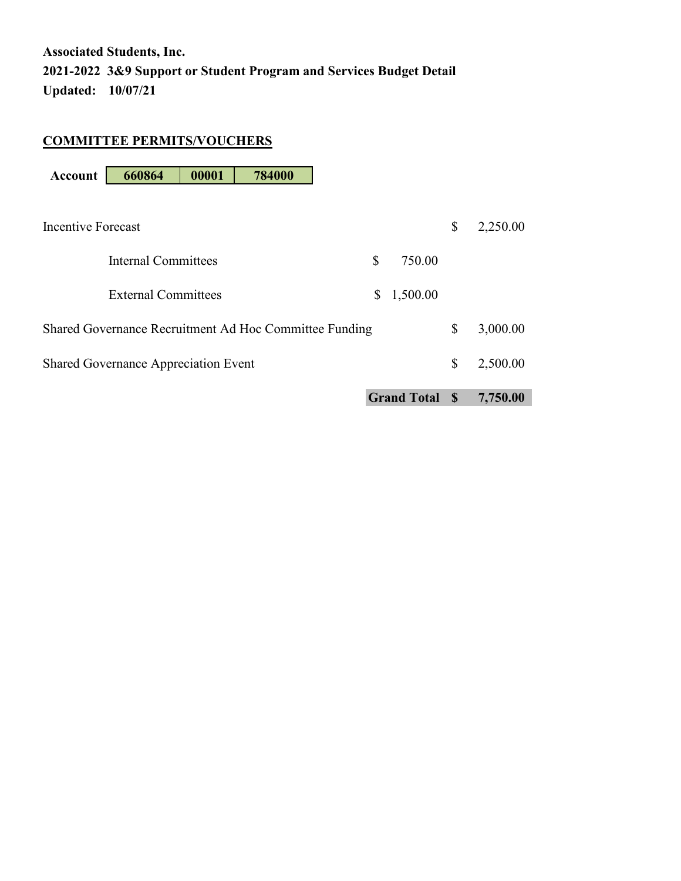**Associated Students, Inc.**
**2021-2022 3&9 Support or Student Program and Services Budget Detail**
**Updated: 10/07/21**

**COMMITTEE PERMITS/VOUCHERS**

| **Account** | **660864** | **00001** | **784000** |
|---|---|---|---|

| | | |
|---|---|---|
| Incentive Forecast | | $ 2,250.00 |
| Internal Committees | $ 750.00 | |
| External Committees | $ 1,500.00 | |
| Shared Governance Recruitment Ad Hoc Committee Funding | | $ 3,000.00 |
| Shared Governance Appreciation Event | | $ 2,500.00 |
| | **Grand Total** | **$ 7,750.00** |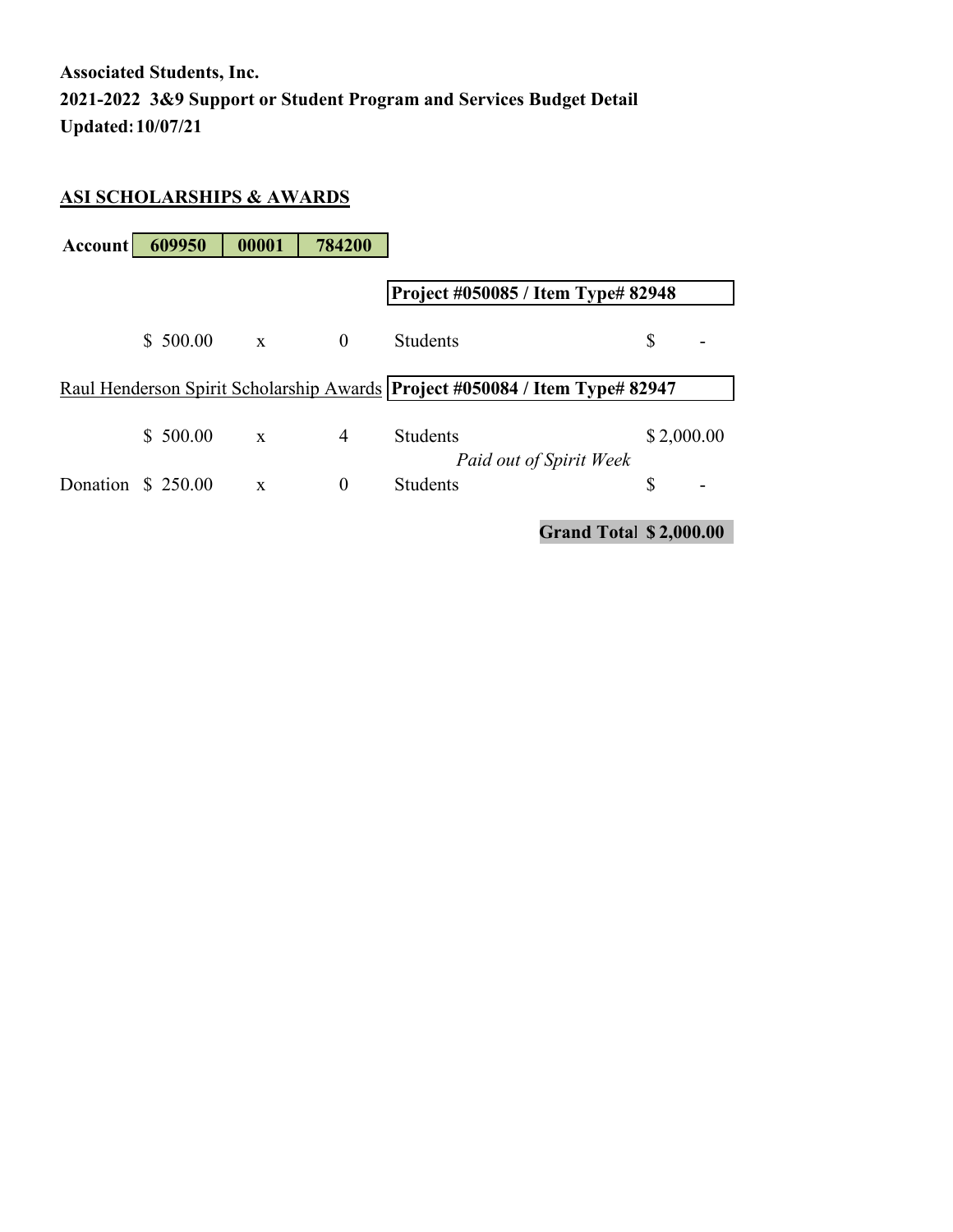**Associated Students, Inc.**
**2021-2022 3&9 Support or Student Program and Services Budget Detail**
**Updated: 10/07/21**

## ASI SCHOLARSHIPS & AWARDS

| Account | 609950 | 00001 | 784200 |
|---|---|---|---|

| | | | | | |
|---|---|---|---|---|---|
| | | | | **Project #050085 / Item Type# 82948** | |
| | $ 500.00 | x | 0 | Students | $ - |
| Raul Henderson Spirit Scholarship Awards | | | | **Project #050084 / Item Type# 82947** | |
| | $ 500.00 | x | 4 | Students | $ 2,000.00 |
| | | | | *Paid out of Spirit Week* | |
| Donation | $ 250.00 | x | 0 | Students | $ - |
| | | | | **Grand Total** | **$ 2,000.00** |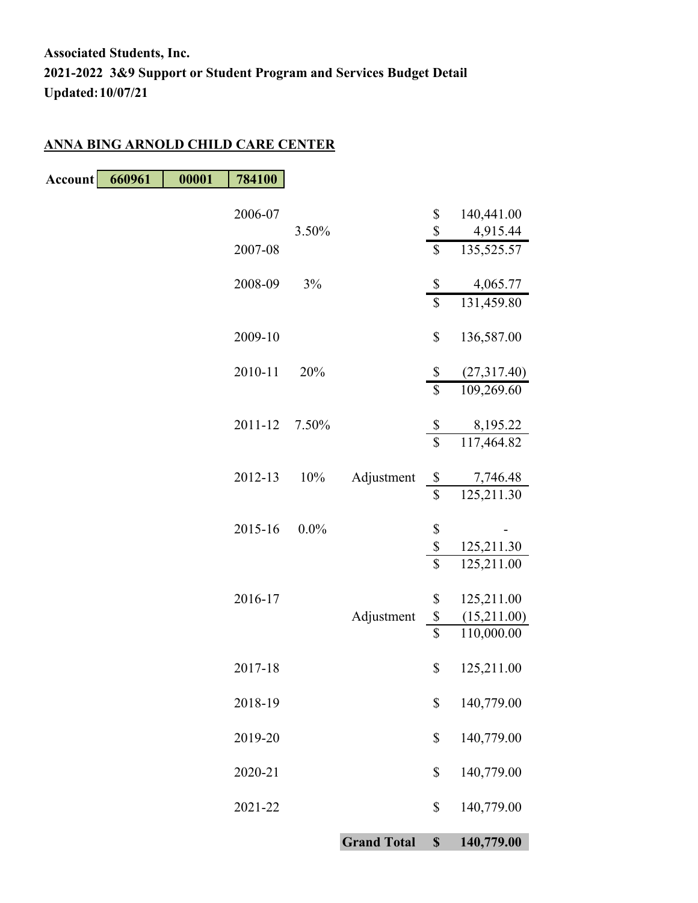**Associated Students, Inc.**
**2021-2022 3&9 Support or Student Program and Services Budget Detail**
**Updated: 10/07/21**

**ANNA BING ARNOLD CHILD CARE CENTER**

| Account | 660961 | 00001 | 784100 |
|---|---|---|---|

| Year | Rate | Note | Amount |
|---|---|---|---|
| 2006-07 | | | $ 140,441.00 |
| | 3.50% | | $ 4,915.44 |
| 2007-08 | | | $ 135,525.57 |
| 2008-09 | 3% | | $ 4,065.77 |
| | | | $ 131,459.80 |
| 2009-10 | | | $ 136,587.00 |
| 2010-11 | 20% | | $ (27,317.40) |
| | | | $ 109,269.60 |
| 2011-12 | 7.50% | | $ 8,195.22 |
| | | | $ 117,464.82 |
| 2012-13 | 10% | Adjustment | $ 7,746.48 |
| | | | $ 125,211.30 |
| 2015-16 | 0.0% | | $ - |
| | | | $ 125,211.30 |
| | | | $ 125,211.00 |
| 2016-17 | | | $ 125,211.00 |
| | | Adjustment | $ (15,211.00) |
| | | | $ 110,000.00 |
| 2017-18 | | | $ 125,211.00 |
| 2018-19 | | | $ 140,779.00 |
| 2019-20 | | | $ 140,779.00 |
| 2020-21 | | | $ 140,779.00 |
| 2021-22 | | | $ 140,779.00 |
| | | **Grand Total** | **$ 140,779.00** |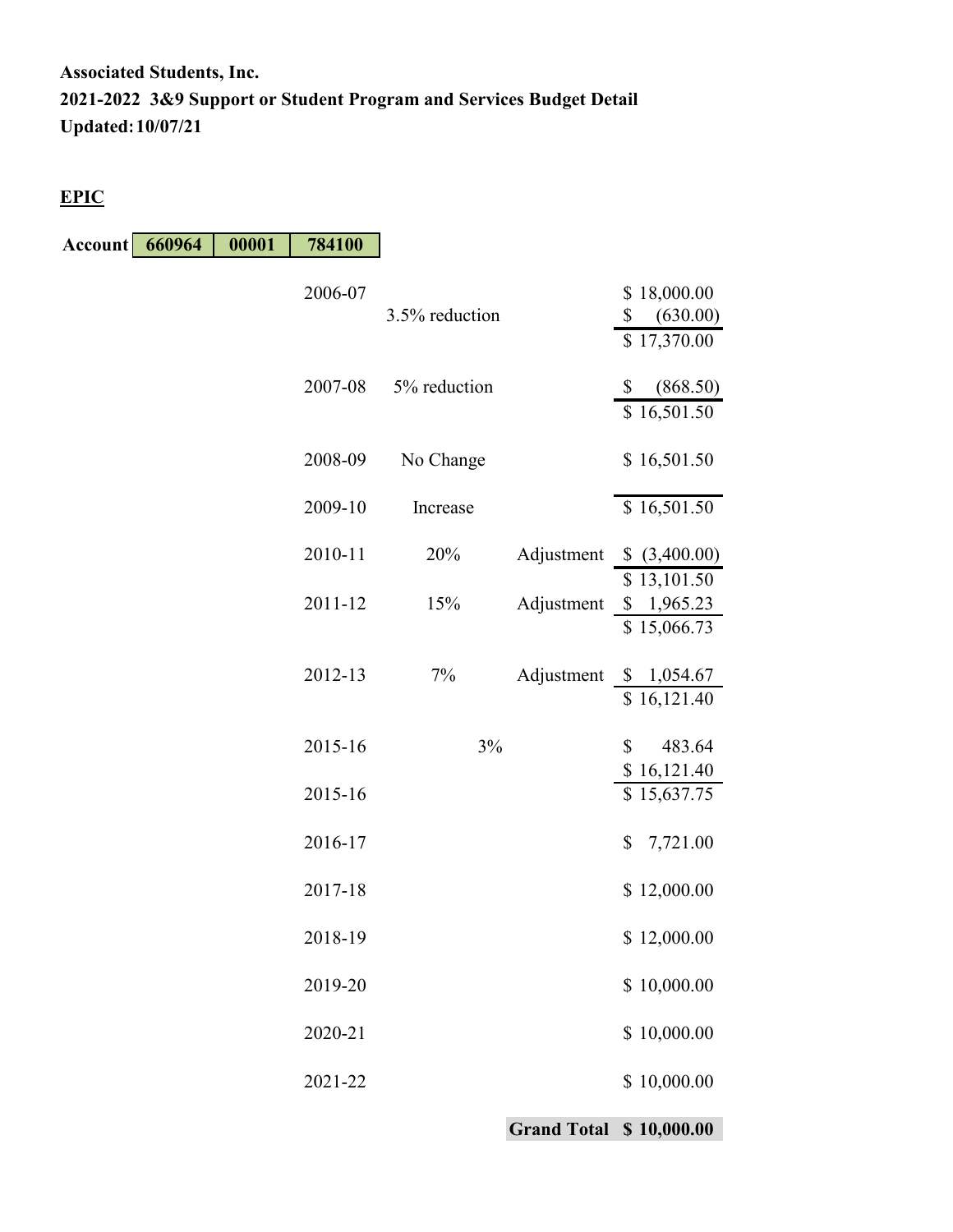**Associated Students, Inc.**
**2021-2022 3&9 Support or Student Program and Services Budget Detail**
**Updated: 10/07/21**

**EPIC**

| **Account** | **660964** | **00001** | **784100** |
|---|---|---|---|

| Year | Description | | Amount |
|---|---|---|---|
| 2006-07 | | | $ 18,000.00 |
| | 3.5% reduction | | $ (630.00) |
| | | | $ 17,370.00 |
| 2007-08 | 5% reduction | | $ (868.50) |
| | | | $ 16,501.50 |
| 2008-09 | No Change | | $ 16,501.50 |
| 2009-10 | Increase | | $ 16,501.50 |
| 2010-11 | 20% | Adjustment | $ (3,400.00) |
| | | | $ 13,101.50 |
| 2011-12 | 15% | Adjustment | $ 1,965.23 |
| | | | $ 15,066.73 |
| 2012-13 | 7% | Adjustment | $ 1,054.67 |
| | | | $ 16,121.40 |
| 2015-16 | 3% | | $ 483.64 |
| | | | $ 16,121.40 |
| 2015-16 | | | $ 15,637.75 |
| 2016-17 | | | $ 7,721.00 |
| 2017-18 | | | $ 12,000.00 |
| 2018-19 | | | $ 12,000.00 |
| 2019-20 | | | $ 10,000.00 |
| 2020-21 | | | $ 10,000.00 |
| 2021-22 | | | $ 10,000.00 |
| | | **Grand Total** | **$ 10,000.00** |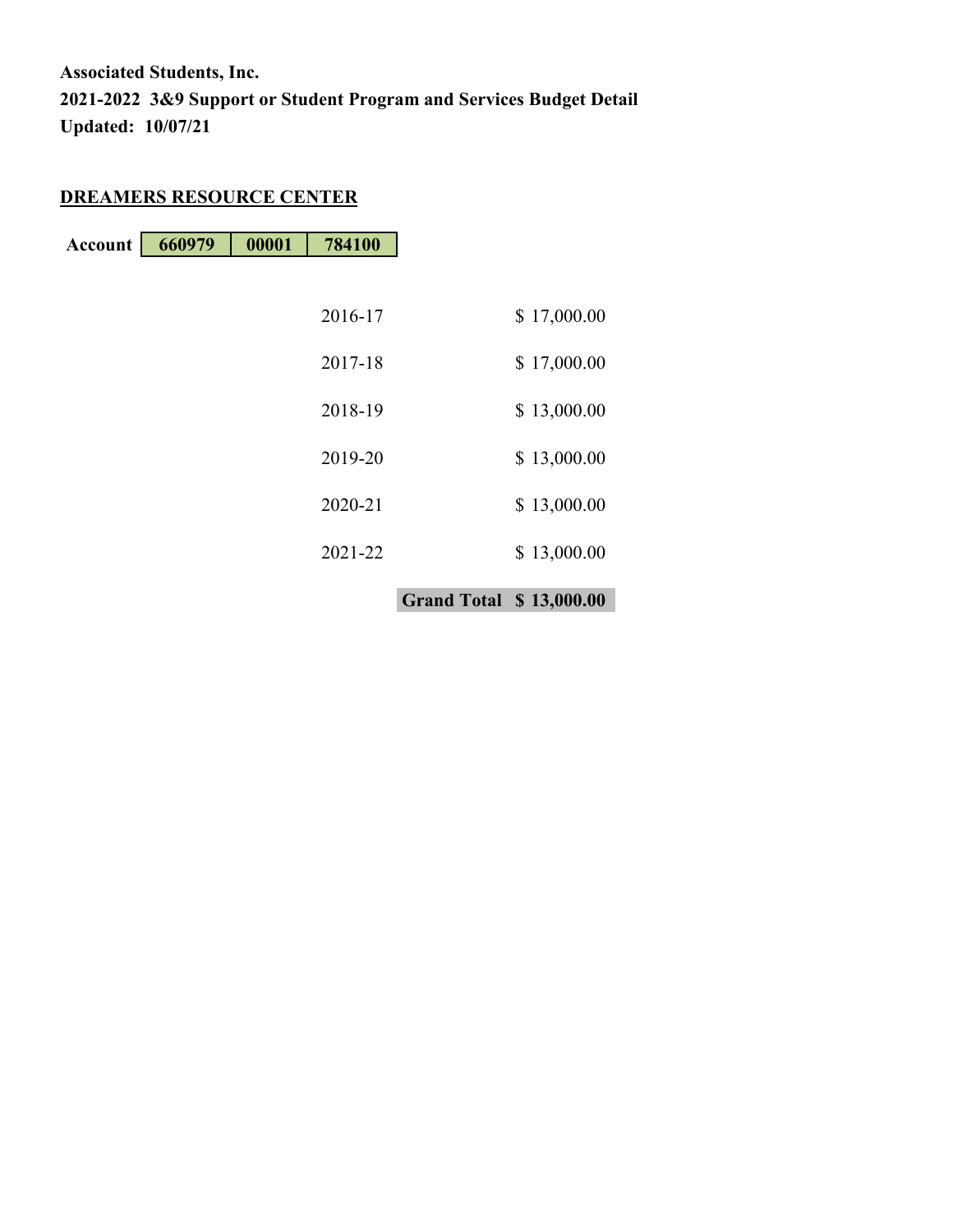**Associated Students, Inc.**
**2021-2022 3&9 Support or Student Program and Services Budget Detail**
**Updated: 10/07/21**

**DREAMERS RESOURCE CENTER**

| **Account** | **660979** | **00001** | **784100** |
|---|---|---|---|

| | |
|---|---|
| 2016-17 | $ 17,000.00 |
| 2017-18 | $ 17,000.00 |
| 2018-19 | $ 13,000.00 |
| 2019-20 | $ 13,000.00 |
| 2020-21 | $ 13,000.00 |
| 2021-22 | $ 13,000.00 |
| **Grand Total** | **$ 13,000.00** |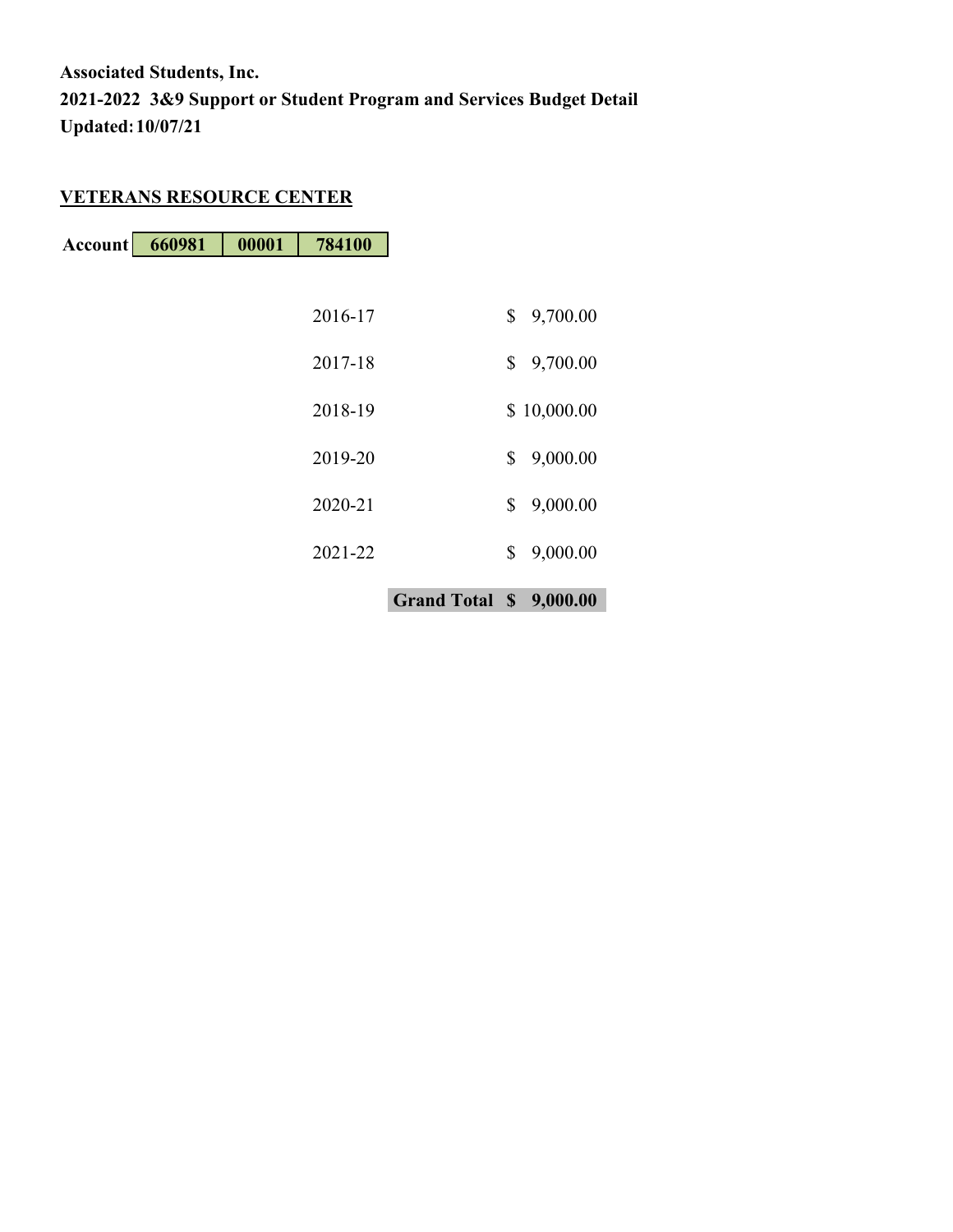**Associated Students, Inc.**
**2021-2022 3&9 Support or Student Program and Services Budget Detail**
**Updated: 10/07/21**

## VETERANS RESOURCE CENTER

| **Account** | **660981** | **00001** | **784100** |
|---|---|---|---|

| Year | Amount |
|---|---|
| 2016-17 | $ 9,700.00 |
| 2017-18 | $ 9,700.00 |
| 2018-19 | $ 10,000.00 |
| 2019-20 | $ 9,000.00 |
| 2020-21 | $ 9,000.00 |
| 2021-22 | $ 9,000.00 |
| **Grand Total** | **$ 9,000.00** |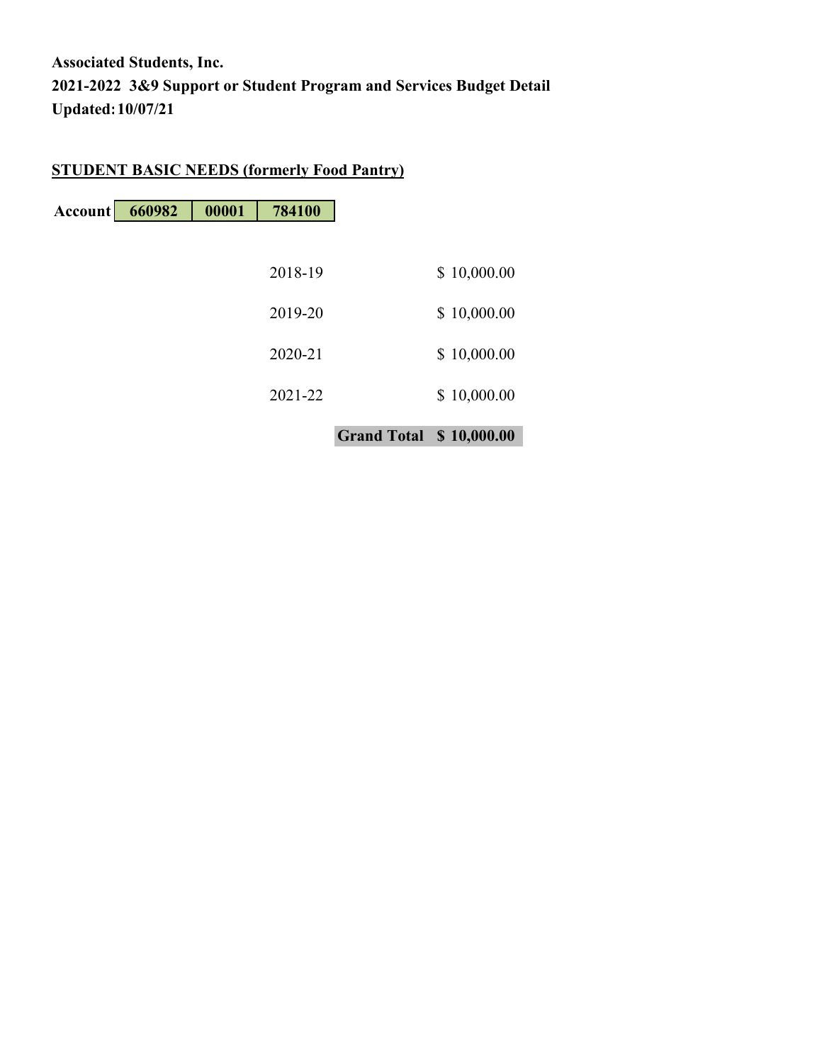**Associated Students, Inc.**
**2021-2022 3&9 Support or Student Program and Services Budget Detail**
**Updated: 10/07/21**

**STUDENT BASIC NEEDS (formerly Food Pantry)**

| Account | 660982 | 00001 | 784100 |
|---|---|---|---|

| | |
|---|---|
| 2018-19 | $ 10,000.00 |
| 2019-20 | $ 10,000.00 |
| 2020-21 | $ 10,000.00 |
| 2021-22 | $ 10,000.00 |
| **Grand Total** | **$ 10,000.00** |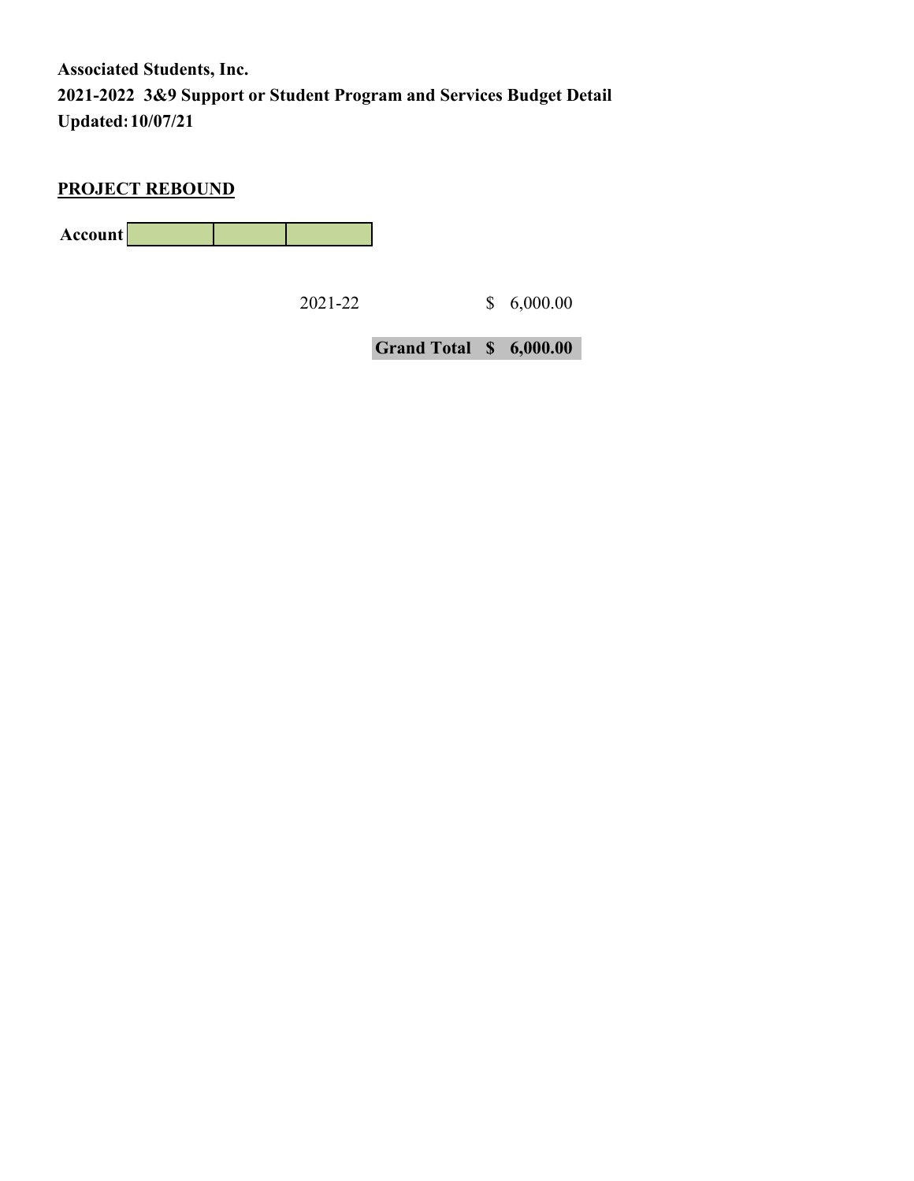**Associated Students, Inc.**
**2021-2022 3&9 Support or Student Program and Services Budget Detail**
**Updated: 10/07/21**

**PROJECT REBOUND**

| **Account** | | | |
|---|---|---|---|

| | | |
|---|---|---|
| 2021-22 | | $ 6,000.00 |
| | **Grand Total** | **$ 6,000.00** |